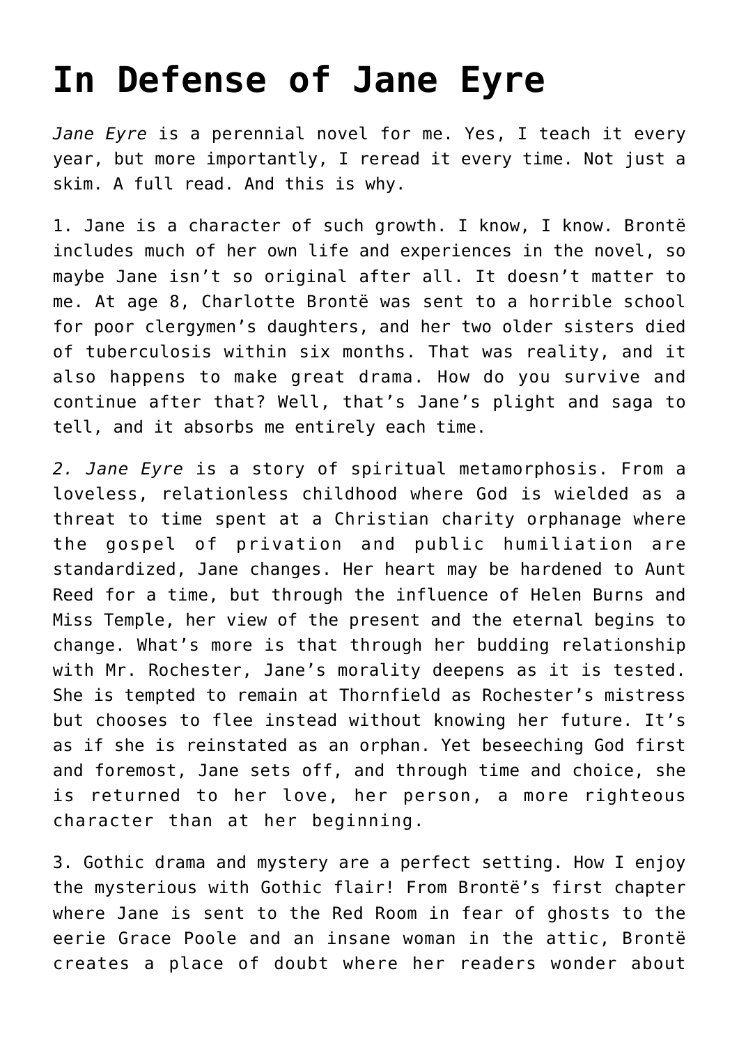# In Defense of Jane Eyre

*Jane Eyre* is a perennial novel for me. Yes, I teach it every year, but more importantly, I reread it every time. Not just a skim. A full read. And this is why.

1. Jane is a character of such growth. I know, I know. Brontë includes much of her own life and experiences in the novel, so maybe Jane isn't so original after all. It doesn't matter to me. At age 8, Charlotte Brontë was sent to a horrible school for poor clergymen's daughters, and her two older sisters died of tuberculosis within six months. That was reality, and it also happens to make great drama. How do you survive and continue after that? Well, that's Jane's plight and saga to tell, and it absorbs me entirely each time.

*2. Jane Eyre* is a story of spiritual metamorphosis. From a loveless, relationless childhood where God is wielded as a threat to time spent at a Christian charity orphanage where the gospel of privation and public humiliation are standardized, Jane changes. Her heart may be hardened to Aunt Reed for a time, but through the influence of Helen Burns and Miss Temple, her view of the present and the eternal begins to change. What's more is that through her budding relationship with Mr. Rochester, Jane's morality deepens as it is tested. She is tempted to remain at Thornfield as Rochester's mistress but chooses to flee instead without knowing her future. It's as if she is reinstated as an orphan. Yet beseeching God first and foremost, Jane sets off, and through time and choice, she is returned to her love, her person, a more righteous character than at her beginning.

3. Gothic drama and mystery are a perfect setting. How I enjoy the mysterious with Gothic flair! From Brontë's first chapter where Jane is sent to the Red Room in fear of ghosts to the eerie Grace Poole and an insane woman in the attic, Brontë creates a place of doubt where her readers wonder about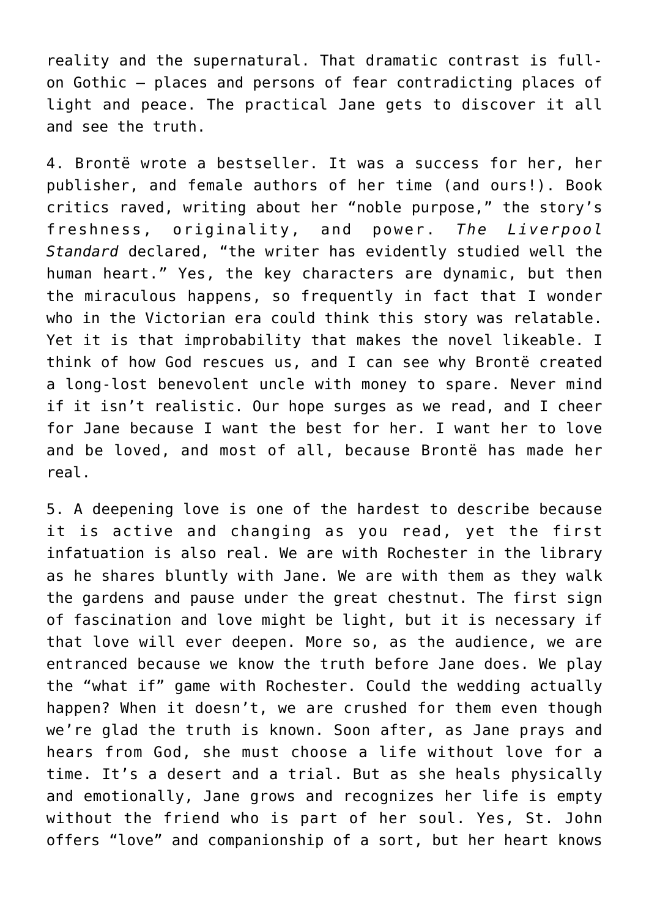reality and the supernatural. That dramatic contrast is full-on Gothic – places and persons of fear contradicting places of light and peace. The practical Jane gets to discover it all and see the truth.

4. Brontë wrote a bestseller. It was a success for her, her publisher, and female authors of her time (and ours!). Book critics raved, writing about her "noble purpose," the story's freshness, originality, and power. *The Liverpool Standard* declared, "the writer has evidently studied well the human heart." Yes, the key characters are dynamic, but then the miraculous happens, so frequently in fact that I wonder who in the Victorian era could think this story was relatable. Yet it is that improbability that makes the novel likeable. I think of how God rescues us, and I can see why Brontë created a long-lost benevolent uncle with money to spare. Never mind if it isn't realistic. Our hope surges as we read, and I cheer for Jane because I want the best for her. I want her to love and be loved, and most of all, because Brontë has made her real.

5. A deepening love is one of the hardest to describe because it is active and changing as you read, yet the first infatuation is also real. We are with Rochester in the library as he shares bluntly with Jane. We are with them as they walk the gardens and pause under the great chestnut. The first sign of fascination and love might be light, but it is necessary if that love will ever deepen. More so, as the audience, we are entranced because we know the truth before Jane does. We play the "what if" game with Rochester. Could the wedding actually happen? When it doesn't, we are crushed for them even though we're glad the truth is known. Soon after, as Jane prays and hears from God, she must choose a life without love for a time. It's a desert and a trial. But as she heals physically and emotionally, Jane grows and recognizes her life is empty without the friend who is part of her soul. Yes, St. John offers "love" and companionship of a sort, but her heart knows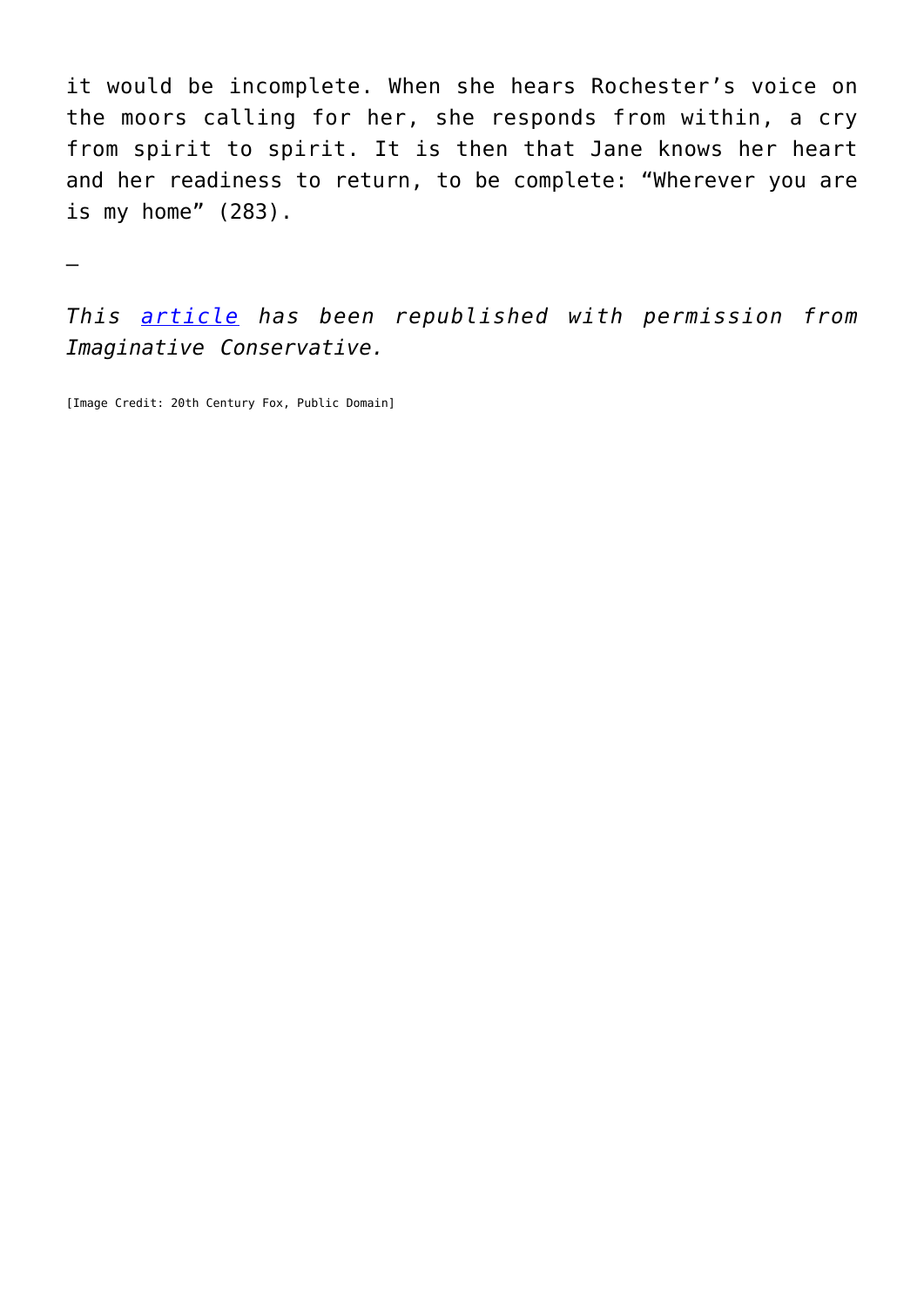it would be incomplete. When she hears Rochester's voice on the moors calling for her, she responds from within, a cry from spirit to spirit. It is then that Jane knows her heart and her readiness to return, to be complete: "Wherever you are is my home" (283).

—

*This article has been republished with permission from Imaginative Conservative.*

[Image Credit: 20th Century Fox, Public Domain]